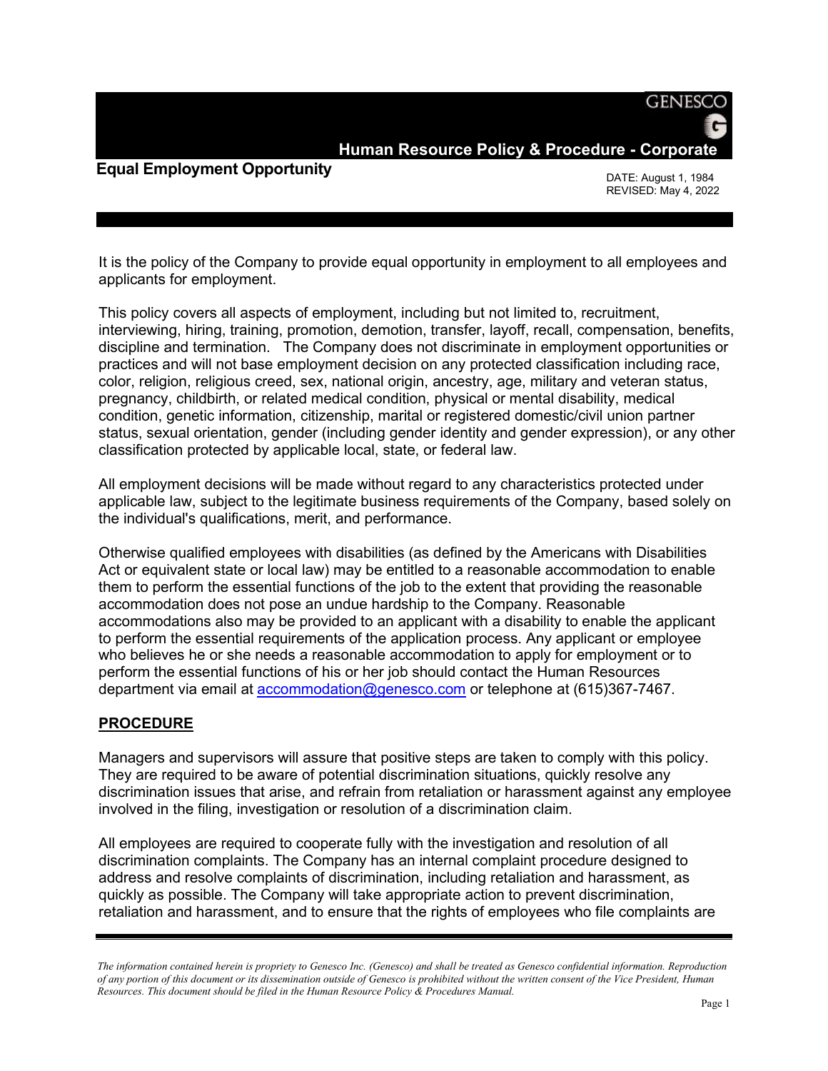GENESCO

**Human Resource Policy & Procedure - Corporate**

## Equal Employment Opportunity

DATE: August 1, 1984
REVISED: May 4, 2022

It is the policy of the Company to provide equal opportunity in employment to all employees and applicants for employment.

This policy covers all aspects of employment, including but not limited to, recruitment, interviewing, hiring, training, promotion, demotion, transfer, layoff, recall, compensation, benefits, discipline and termination. The Company does not discriminate in employment opportunities or practices and will not base employment decision on any protected classification including race, color, religion, religious creed, sex, national origin, ancestry, age, military and veteran status, pregnancy, childbirth, or related medical condition, physical or mental disability, medical condition, genetic information, citizenship, marital or registered domestic/civil union partner status, sexual orientation, gender (including gender identity and gender expression), or any other classification protected by applicable local, state, or federal law.

All employment decisions will be made without regard to any characteristics protected under applicable law, subject to the legitimate business requirements of the Company, based solely on the individual's qualifications, merit, and performance.

Otherwise qualified employees with disabilities (as defined by the Americans with Disabilities Act or equivalent state or local law) may be entitled to a reasonable accommodation to enable them to perform the essential functions of the job to the extent that providing the reasonable accommodation does not pose an undue hardship to the Company. Reasonable accommodations also may be provided to an applicant with a disability to enable the applicant to perform the essential requirements of the application process. Any applicant or employee who believes he or she needs a reasonable accommodation to apply for employment or to perform the essential functions of his or her job should contact the Human Resources department via email at accommodation@genesco.com or telephone at (615)367-7467.

## PROCEDURE

Managers and supervisors will assure that positive steps are taken to comply with this policy. They are required to be aware of potential discrimination situations, quickly resolve any discrimination issues that arise, and refrain from retaliation or harassment against any employee involved in the filing, investigation or resolution of a discrimination claim.

All employees are required to cooperate fully with the investigation and resolution of all discrimination complaints. The Company has an internal complaint procedure designed to address and resolve complaints of discrimination, including retaliation and harassment, as quickly as possible. The Company will take appropriate action to prevent discrimination, retaliation and harassment, and to ensure that the rights of employees who file complaints are

*The information contained herein is propriety to Genesco Inc. (Genesco) and shall be treated as Genesco confidential information. Reproduction of any portion of this document or its dissemination outside of Genesco is prohibited without the written consent of the Vice President, Human Resources. This document should be filed in the Human Resource Policy & Procedures Manual.*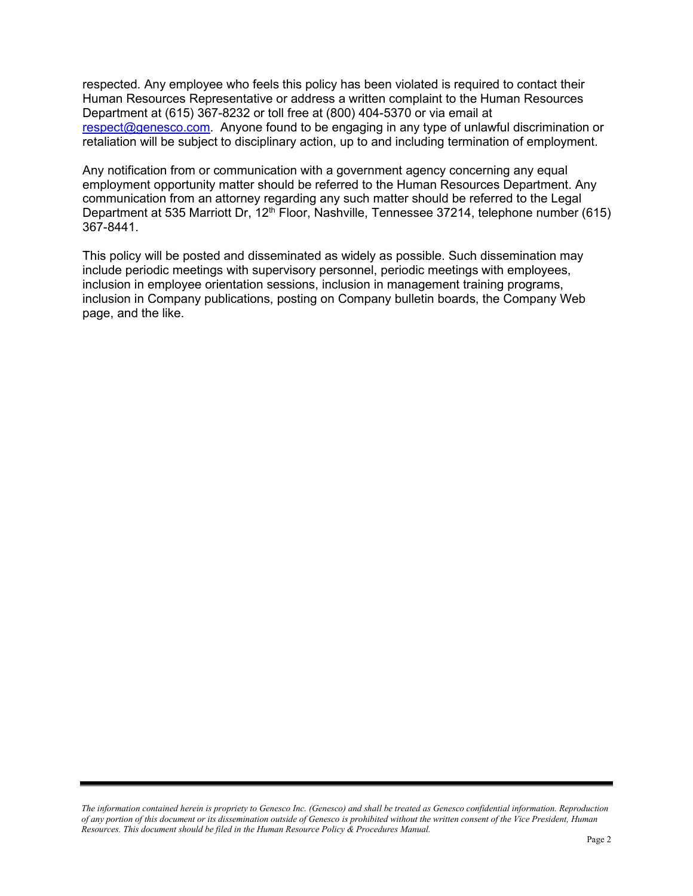respected. Any employee who feels this policy has been violated is required to contact their Human Resources Representative or address a written complaint to the Human Resources Department at (615) 367-8232 or toll free at (800) 404-5370 or via email at respect@genesco.com. Anyone found to be engaging in any type of unlawful discrimination or retaliation will be subject to disciplinary action, up to and including termination of employment.

Any notification from or communication with a government agency concerning any equal employment opportunity matter should be referred to the Human Resources Department. Any communication from an attorney regarding any such matter should be referred to the Legal Department at 535 Marriott Dr, 12th Floor, Nashville, Tennessee 37214, telephone number (615) 367-8441.

This policy will be posted and disseminated as widely as possible. Such dissemination may include periodic meetings with supervisory personnel, periodic meetings with employees, inclusion in employee orientation sessions, inclusion in management training programs, inclusion in Company publications, posting on Company bulletin boards, the Company Web page, and the like.